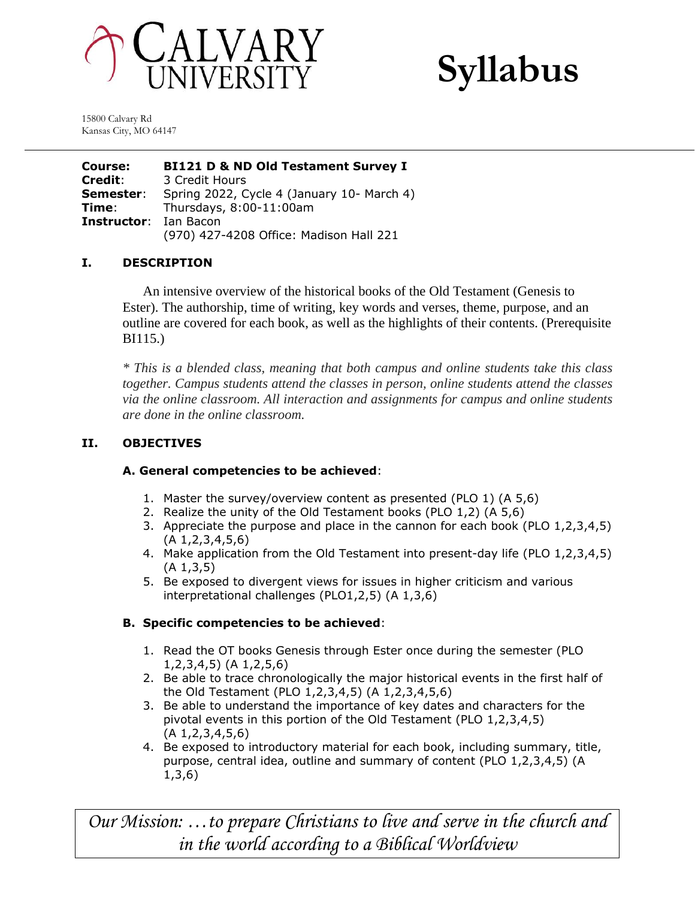# CALVARY UNIVERSITY

# Syllabus

15800 Calvary Rd
Kansas City, MO 64147

**Course:** **BI121 D & ND Old Testament Survey I**
**Credit**: 3 Credit Hours
**Semester**: Spring 2022, Cycle 4 (January 10- March 4)
**Time**: Thursdays, 8:00-11:00am
**Instructor**: Ian Bacon
(970) 427-4208 Office: Madison Hall 221

## I. DESCRIPTION

An intensive overview of the historical books of the Old Testament (Genesis to Ester). The authorship, time of writing, key words and verses, theme, purpose, and an outline are covered for each book, as well as the highlights of their contents. (Prerequisite BI115.)

*\* This is a blended class, meaning that both campus and online students take this class together. Campus students attend the classes in person, online students attend the classes via the online classroom. All interaction and assignments for campus and online students are done in the online classroom.*

## II. OBJECTIVES

### A. General competencies to be achieved:

1. Master the survey/overview content as presented (PLO 1) (A 5,6)
2. Realize the unity of the Old Testament books (PLO 1,2) (A 5,6)
3. Appreciate the purpose and place in the cannon for each book (PLO 1,2,3,4,5) (A 1,2,3,4,5,6)
4. Make application from the Old Testament into present-day life (PLO 1,2,3,4,5) (A 1,3,5)
5. Be exposed to divergent views for issues in higher criticism and various interpretational challenges (PLO1,2,5) (A 1,3,6)

### B. Specific competencies to be achieved:

1. Read the OT books Genesis through Ester once during the semester (PLO 1,2,3,4,5) (A 1,2,5,6)
2. Be able to trace chronologically the major historical events in the first half of the Old Testament (PLO 1,2,3,4,5) (A 1,2,3,4,5,6)
3. Be able to understand the importance of key dates and characters for the pivotal events in this portion of the Old Testament (PLO 1,2,3,4,5) (A 1,2,3,4,5,6)
4. Be exposed to introductory material for each book, including summary, title, purpose, central idea, outline and summary of content (PLO 1,2,3,4,5) (A 1,3,6)

*Our Mission: …to prepare Christians to live and serve in the church and in the world according to a Biblical Worldview*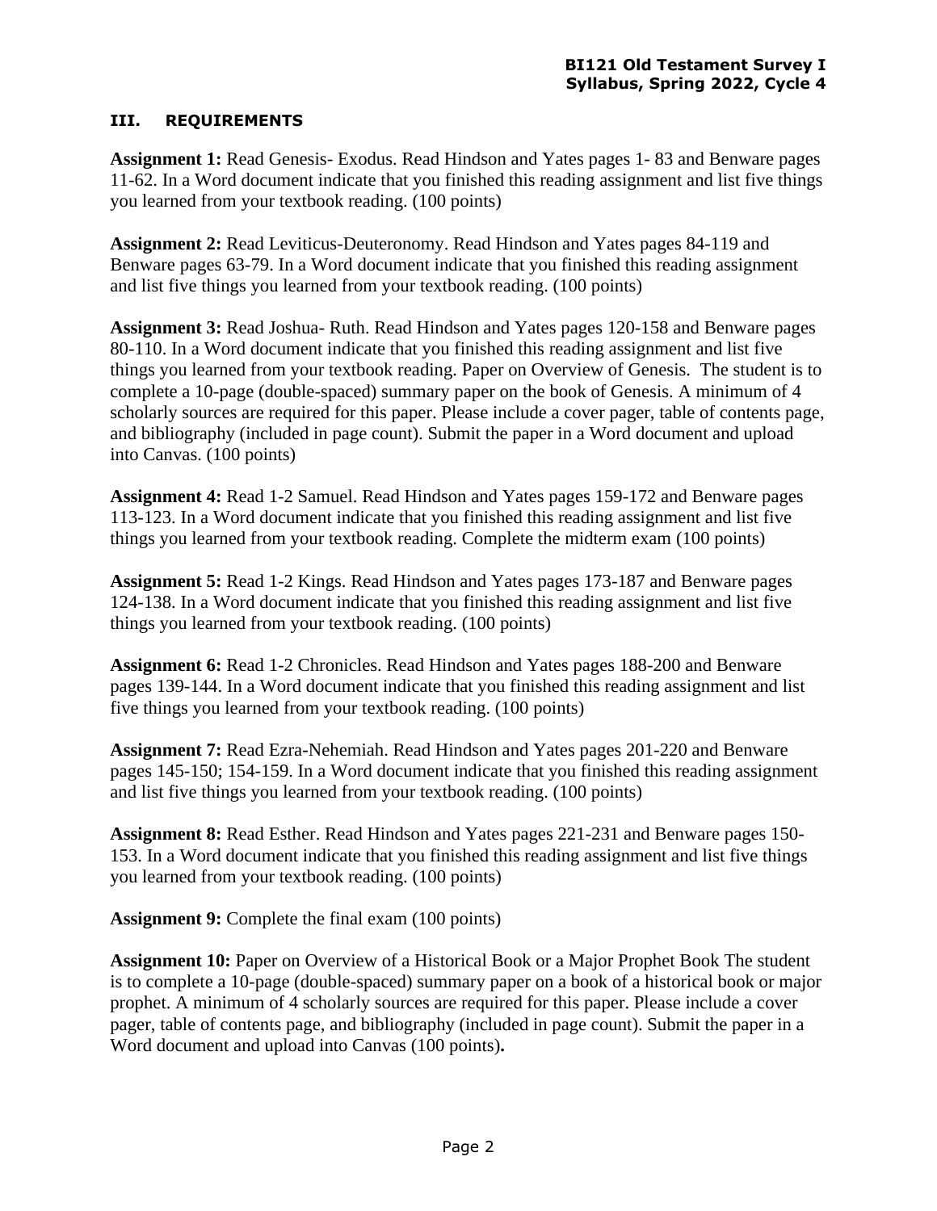### III. REQUIREMENTS

**Assignment 1:** Read Genesis- Exodus. Read Hindson and Yates pages 1- 83 and Benware pages 11-62. In a Word document indicate that you finished this reading assignment and list five things you learned from your textbook reading. (100 points)

**Assignment 2:** Read Leviticus-Deuteronomy. Read Hindson and Yates pages 84-119 and Benware pages 63-79. In a Word document indicate that you finished this reading assignment and list five things you learned from your textbook reading. (100 points)

**Assignment 3:** Read Joshua- Ruth. Read Hindson and Yates pages 120-158 and Benware pages 80-110. In a Word document indicate that you finished this reading assignment and list five things you learned from your textbook reading. Paper on Overview of Genesis. The student is to complete a 10-page (double-spaced) summary paper on the book of Genesis. A minimum of 4 scholarly sources are required for this paper. Please include a cover pager, table of contents page, and bibliography (included in page count). Submit the paper in a Word document and upload into Canvas. (100 points)

**Assignment 4:** Read 1-2 Samuel. Read Hindson and Yates pages 159-172 and Benware pages 113-123. In a Word document indicate that you finished this reading assignment and list five things you learned from your textbook reading. Complete the midterm exam (100 points)

**Assignment 5:** Read 1-2 Kings. Read Hindson and Yates pages 173-187 and Benware pages 124-138. In a Word document indicate that you finished this reading assignment and list five things you learned from your textbook reading. (100 points)

**Assignment 6:** Read 1-2 Chronicles. Read Hindson and Yates pages 188-200 and Benware pages 139-144. In a Word document indicate that you finished this reading assignment and list five things you learned from your textbook reading. (100 points)

**Assignment 7:** Read Ezra-Nehemiah. Read Hindson and Yates pages 201-220 and Benware pages 145-150; 154-159. In a Word document indicate that you finished this reading assignment and list five things you learned from your textbook reading. (100 points)

**Assignment 8:** Read Esther. Read Hindson and Yates pages 221-231 and Benware pages 150-153. In a Word document indicate that you finished this reading assignment and list five things you learned from your textbook reading. (100 points)

**Assignment 9:** Complete the final exam (100 points)

**Assignment 10:** Paper on Overview of a Historical Book or a Major Prophet Book The student is to complete a 10-page (double-spaced) summary paper on a book of a historical book or major prophet. A minimum of 4 scholarly sources are required for this paper. Please include a cover pager, table of contents page, and bibliography (included in page count). Submit the paper in a Word document and upload into Canvas (100 points)**.**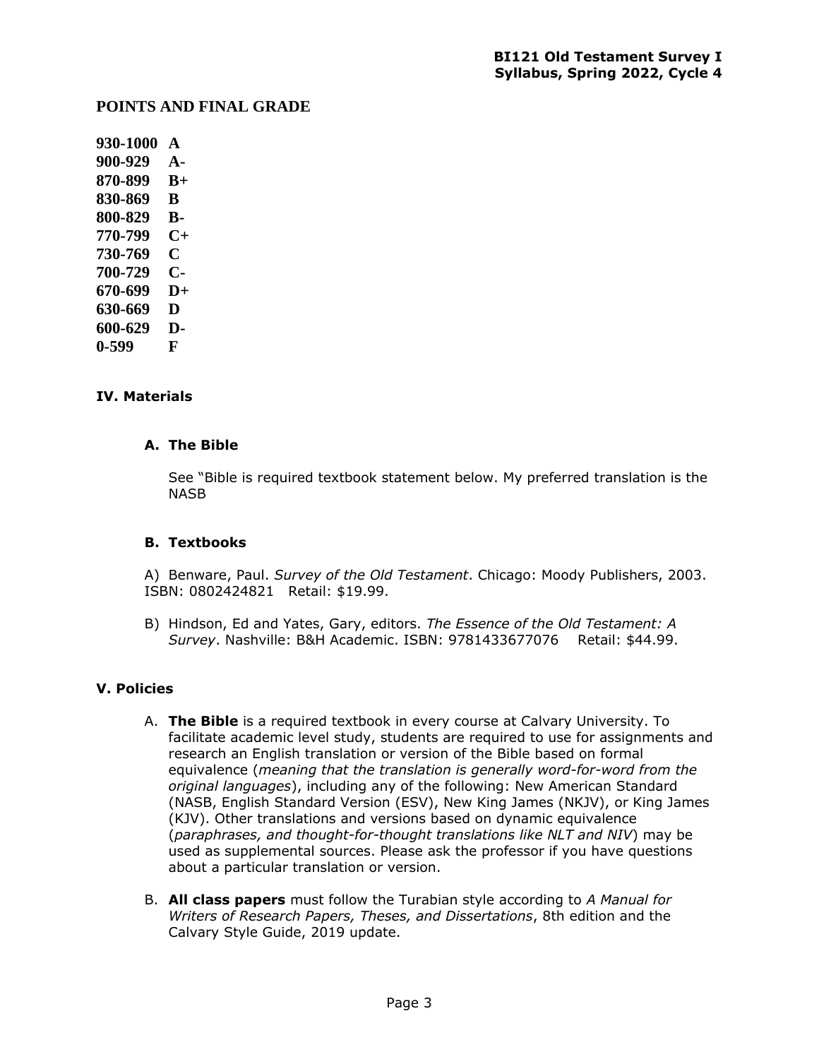## POINTS AND FINAL GRADE

| | |
|---|---|
| **930-1000** | **A** |
| **900-929** | **A-** |
| **870-899** | **B+** |
| **830-869** | **B** |
| **800-829** | **B-** |
| **770-799** | **C+** |
| **730-769** | **C** |
| **700-729** | **C-** |
| **670-699** | **D+** |
| **630-669** | **D** |
| **600-629** | **D-** |
| **0-599** | **F** |

## IV. Materials

### A. The Bible

See "Bible is required textbook statement below. My preferred translation is the NASB

### B. Textbooks

A) Benware, Paul. *Survey of the Old Testament*. Chicago: Moody Publishers, 2003. ISBN: 0802424821 Retail: $19.99.

B) Hindson, Ed and Yates, Gary, editors. *The Essence of the Old Testament: A Survey*. Nashville: B&H Academic. ISBN: 9781433677076 Retail: $44.99.

## V. Policies

A. **The Bible** is a required textbook in every course at Calvary University. To facilitate academic level study, students are required to use for assignments and research an English translation or version of the Bible based on formal equivalence (*meaning that the translation is generally word-for-word from the original languages*), including any of the following: New American Standard (NASB, English Standard Version (ESV), New King James (NKJV), or King James (KJV). Other translations and versions based on dynamic equivalence (*paraphrases, and thought-for-thought translations like NLT and NIV*) may be used as supplemental sources. Please ask the professor if you have questions about a particular translation or version.

B. **All class papers** must follow the Turabian style according to *A Manual for Writers of Research Papers, Theses, and Dissertations*, 8th edition and the Calvary Style Guide, 2019 update.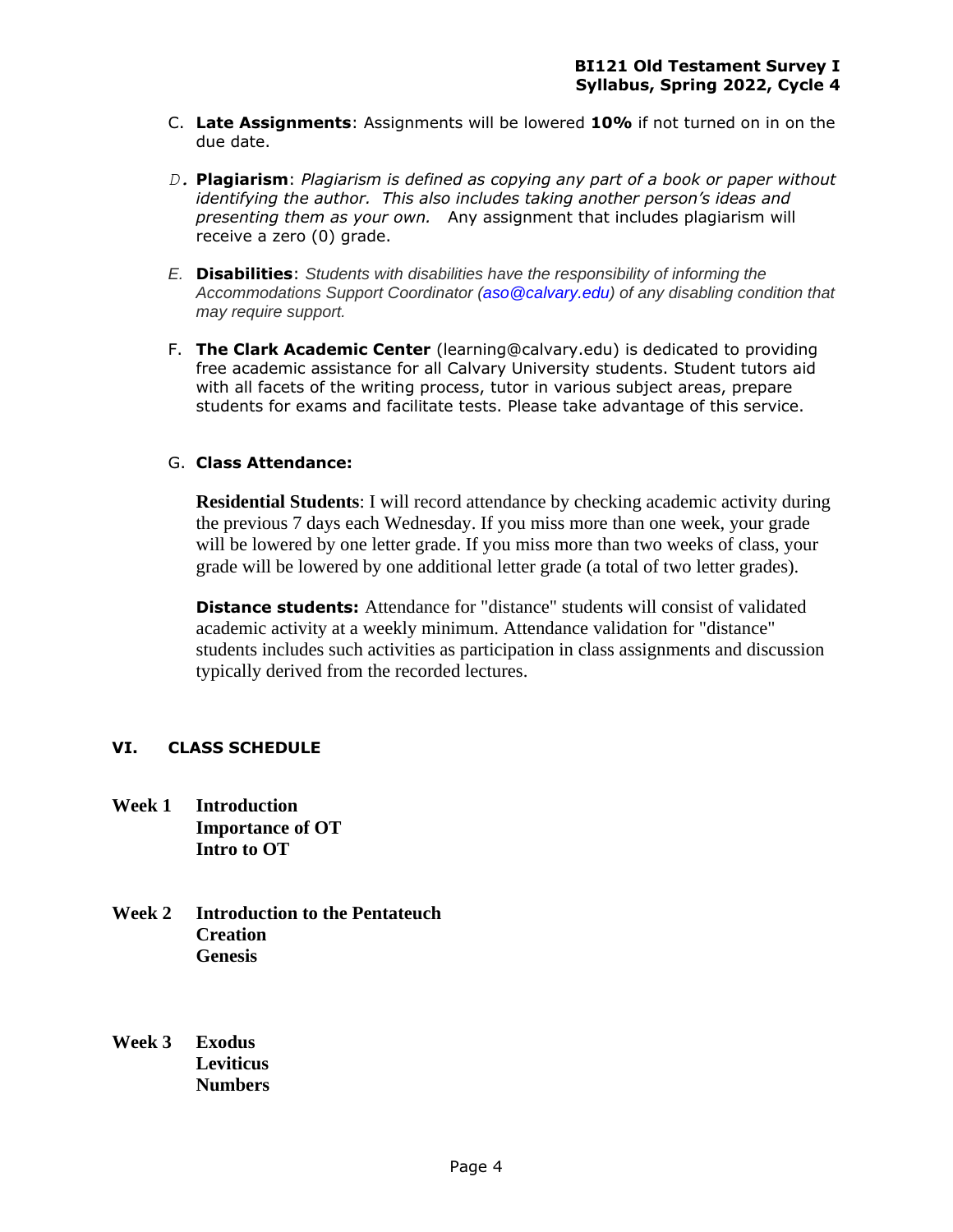C. **Late Assignments**: Assignments will be lowered **10%** if not turned on in on the due date.

*D.* **Plagiarism**: *Plagiarism is defined as copying any part of a book or paper without identifying the author. This also includes taking another person's ideas and presenting them as your own.* Any assignment that includes plagiarism will receive a zero (0) grade.

*E.* **Disabilities**: *Students with disabilities have the responsibility of informing the Accommodations Support Coordinator (aso@calvary.edu) of any disabling condition that may require support.*

F. **The Clark Academic Center** (learning@calvary.edu) is dedicated to providing free academic assistance for all Calvary University students. Student tutors aid with all facets of the writing process, tutor in various subject areas, prepare students for exams and facilitate tests. Please take advantage of this service.

G. **Class Attendance:**

**Residential Students**: I will record attendance by checking academic activity during the previous 7 days each Wednesday. If you miss more than one week, your grade will be lowered by one letter grade. If you miss more than two weeks of class, your grade will be lowered by one additional letter grade (a total of two letter grades).

**Distance students:** Attendance for "distance" students will consist of validated academic activity at a weekly minimum. Attendance validation for "distance" students includes such activities as participation in class assignments and discussion typically derived from the recorded lectures.

## VI. CLASS SCHEDULE

**Week 1** **Introduction**
**Importance of OT**
**Intro to OT**

**Week 2** **Introduction to the Pentateuch**
**Creation**
**Genesis**

**Week 3** **Exodus**
**Leviticus**
**Numbers**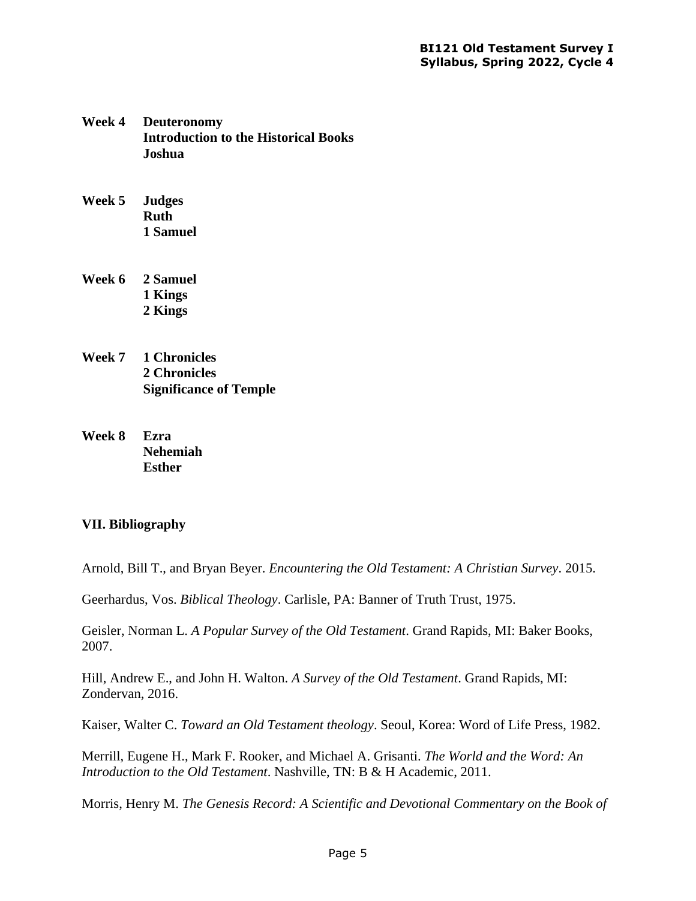**Week 4** **Deuteronomy**
**Introduction to the Historical Books**
**Joshua**

**Week 5** **Judges**
**Ruth**
**1 Samuel**

**Week 6** **2 Samuel**
**1 Kings**
**2 Kings**

**Week 7** **1 Chronicles**
**2 Chronicles**
**Significance of Temple**

**Week 8** **Ezra**
**Nehemiah**
**Esther**

## VII. Bibliography

Arnold, Bill T., and Bryan Beyer. *Encountering the Old Testament: A Christian Survey*. 2015.

Geerhardus, Vos. *Biblical Theology*. Carlisle, PA: Banner of Truth Trust, 1975.

Geisler, Norman L. *A Popular Survey of the Old Testament*. Grand Rapids, MI: Baker Books, 2007.

Hill, Andrew E., and John H. Walton. *A Survey of the Old Testament*. Grand Rapids, MI: Zondervan, 2016.

Kaiser, Walter C. *Toward an Old Testament theology*. Seoul, Korea: Word of Life Press, 1982.

Merrill, Eugene H., Mark F. Rooker, and Michael A. Grisanti. *The World and the Word: An Introduction to the Old Testament*. Nashville, TN: B & H Academic, 2011.

Morris, Henry M. *The Genesis Record: A Scientific and Devotional Commentary on the Book of*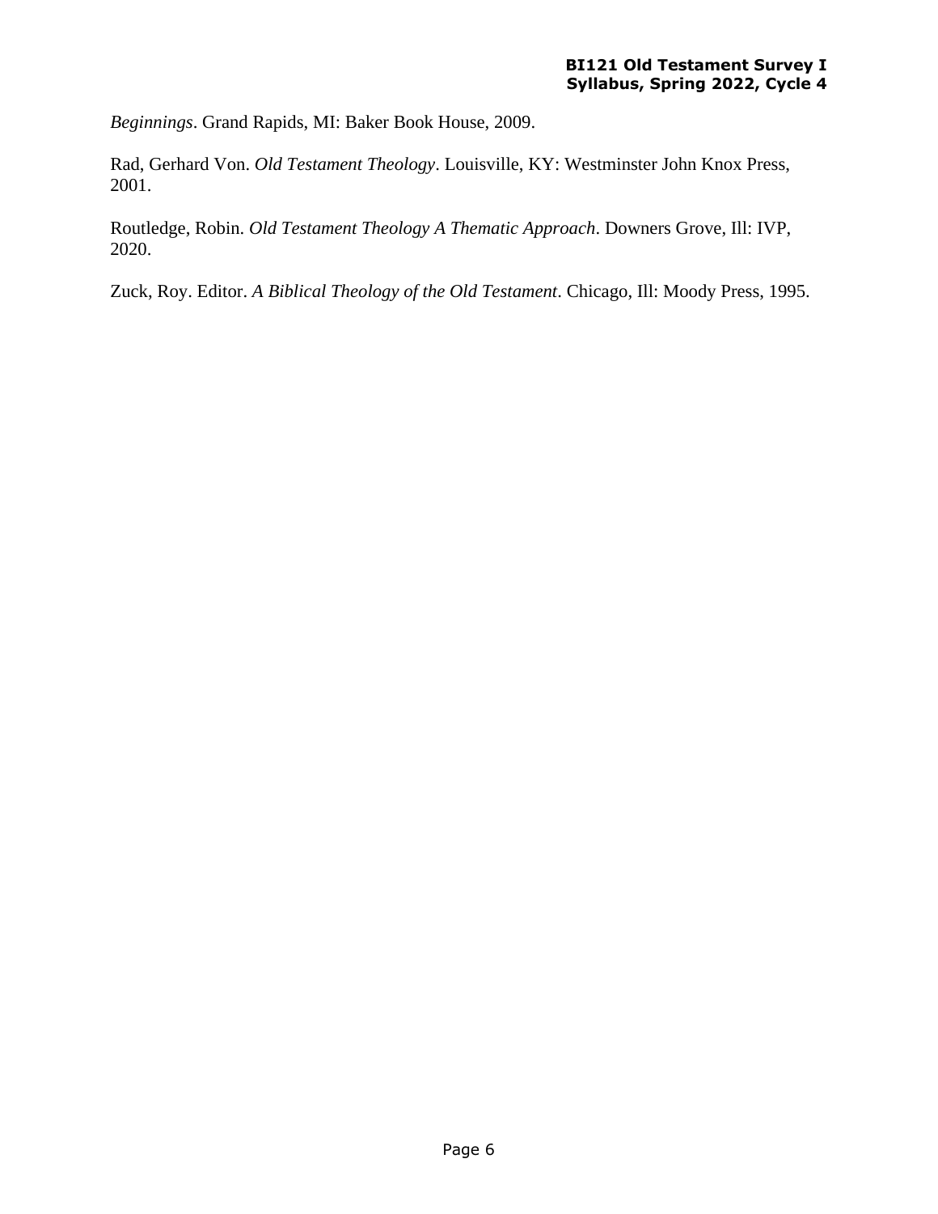*Beginnings*. Grand Rapids, MI: Baker Book House, 2009.

Rad, Gerhard Von. *Old Testament Theology*. Louisville, KY: Westminster John Knox Press, 2001.

Routledge, Robin. *Old Testament Theology A Thematic Approach*. Downers Grove, Ill: IVP, 2020.

Zuck, Roy. Editor. *A Biblical Theology of the Old Testament*. Chicago, Ill: Moody Press, 1995.